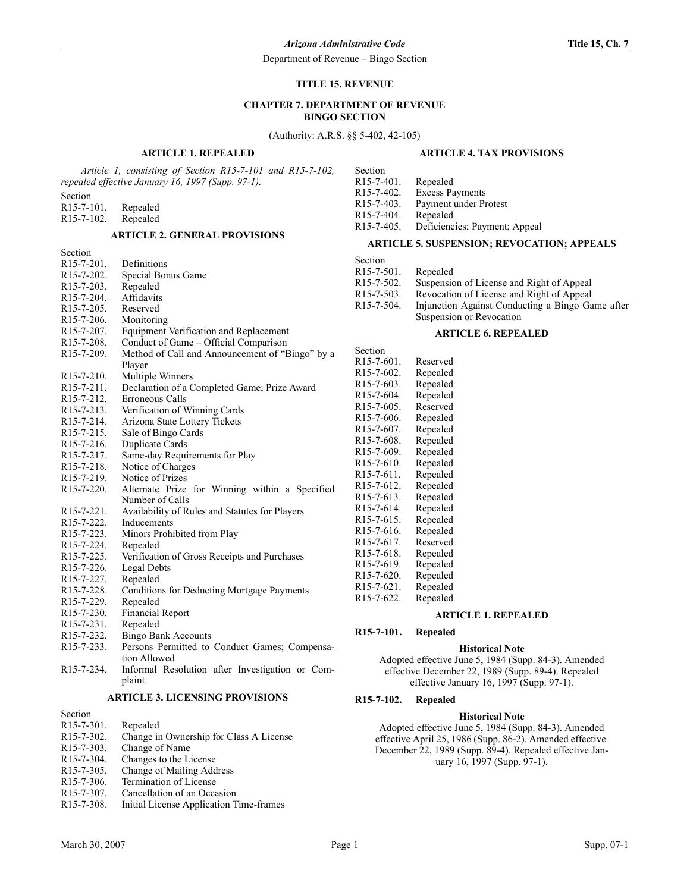# TITLE 15. REVENUE

## CHAPTER 7. DEPARTMENT OF REVENUE BINGO SECTION

(Authority: A.R.S. §§ 5-402, 42-105)

### ARTICLE 1. REPEALED

*Article 1, consisting of Section R15-7-101 and R15-7-102, repealed effective January 16, 1997 (Supp. 97-1).*

Section
R15-7-101. Repealed
R15-7-102. Repealed

### ARTICLE 2. GENERAL PROVISIONS

Section
R15-7-201. Definitions
R15-7-202. Special Bonus Game
R15-7-203. Repealed
R15-7-204. Affidavits
R15-7-205. Reserved
R15-7-206. Monitoring
R15-7-207. Equipment Verification and Replacement
R15-7-208. Conduct of Game – Official Comparison
R15-7-209. Method of Call and Announcement of "Bingo" by a Player
R15-7-210. Multiple Winners
R15-7-211. Declaration of a Completed Game; Prize Award
R15-7-212. Erroneous Calls
R15-7-213. Verification of Winning Cards
R15-7-214. Arizona State Lottery Tickets
R15-7-215. Sale of Bingo Cards
R15-7-216. Duplicate Cards
R15-7-217. Same-day Requirements for Play
R15-7-218. Notice of Charges
R15-7-219. Notice of Prizes
R15-7-220. Alternate Prize for Winning within a Specified Number of Calls
R15-7-221. Availability of Rules and Statutes for Players
R15-7-222. Inducements
R15-7-223. Minors Prohibited from Play
R15-7-224. Repealed
R15-7-225. Verification of Gross Receipts and Purchases
R15-7-226. Legal Debts
R15-7-227. Repealed
R15-7-228. Conditions for Deducting Mortgage Payments
R15-7-229. Repealed
R15-7-230. Financial Report
R15-7-231. Repealed
R15-7-232. Bingo Bank Accounts
R15-7-233. Persons Permitted to Conduct Games; Compensation Allowed
R15-7-234. Informal Resolution after Investigation or Complaint

### ARTICLE 3. LICENSING PROVISIONS

Section
R15-7-301. Repealed
R15-7-302. Change in Ownership for Class A License
R15-7-303. Change of Name
R15-7-304. Changes to the License
R15-7-305. Change of Mailing Address
R15-7-306. Termination of License
R15-7-307. Cancellation of an Occasion
R15-7-308. Initial License Application Time-frames

### ARTICLE 4. TAX PROVISIONS

Section
R15-7-401. Repealed
R15-7-402. Excess Payments
R15-7-403. Payment under Protest
R15-7-404. Repealed
R15-7-405. Deficiencies; Payment; Appeal

### ARTICLE 5. SUSPENSION; REVOCATION; APPEALS

Section
R15-7-501. Repealed
R15-7-502. Suspension of License and Right of Appeal
R15-7-503. Revocation of License and Right of Appeal
R15-7-504. Injunction Against Conducting a Bingo Game after Suspension or Revocation

### ARTICLE 6. REPEALED

Section
R15-7-601. Reserved
R15-7-602. Repealed
R15-7-603. Repealed
R15-7-604. Repealed
R15-7-605. Reserved
R15-7-606. Repealed
R15-7-607. Repealed
R15-7-608. Repealed
R15-7-609. Repealed
R15-7-610. Repealed
R15-7-611. Repealed
R15-7-612. Repealed
R15-7-613. Repealed
R15-7-614. Repealed
R15-7-615. Repealed
R15-7-616. Repealed
R15-7-617. Reserved
R15-7-618. Repealed
R15-7-619. Repealed
R15-7-620. Repealed
R15-7-621. Repealed
R15-7-622. Repealed

### ARTICLE 1. REPEALED

**R15-7-101. Repealed**

**Historical Note**

Adopted effective June 5, 1984 (Supp. 84-3). Amended effective December 22, 1989 (Supp. 89-4). Repealed effective January 16, 1997 (Supp. 97-1).

**R15-7-102. Repealed**

**Historical Note**

Adopted effective June 5, 1984 (Supp. 84-3). Amended effective April 25, 1986 (Supp. 86-2). Amended effective December 22, 1989 (Supp. 89-4). Repealed effective January 16, 1997 (Supp. 97-1).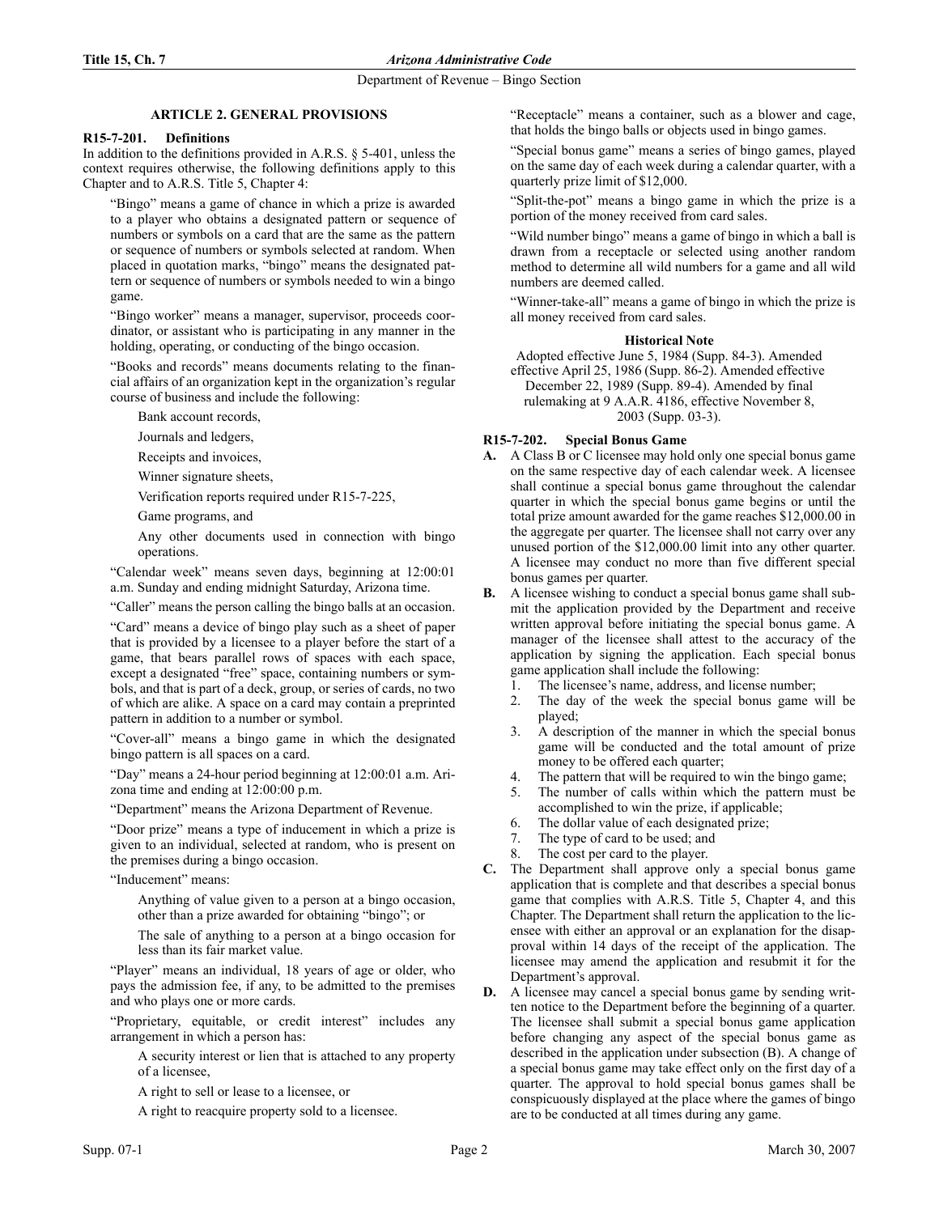## ARTICLE 2. GENERAL PROVISIONS

### R15-7-201. Definitions

In addition to the definitions provided in A.R.S. § 5-401, unless the context requires otherwise, the following definitions apply to this Chapter and to A.R.S. Title 5, Chapter 4:

"Bingo" means a game of chance in which a prize is awarded to a player who obtains a designated pattern or sequence of numbers or symbols on a card that are the same as the pattern or sequence of numbers or symbols selected at random. When placed in quotation marks, "bingo" means the designated pattern or sequence of numbers or symbols needed to win a bingo game.

"Bingo worker" means a manager, supervisor, proceeds coordinator, or assistant who is participating in any manner in the holding, operating, or conducting of the bingo occasion.

"Books and records" means documents relating to the financial affairs of an organization kept in the organization's regular course of business and include the following:

Bank account records,

Journals and ledgers,

Receipts and invoices,

Winner signature sheets,

Verification reports required under R15-7-225,

Game programs, and

Any other documents used in connection with bingo operations.

"Calendar week" means seven days, beginning at 12:00:01 a.m. Sunday and ending midnight Saturday, Arizona time.

"Caller" means the person calling the bingo balls at an occasion.

"Card" means a device of bingo play such as a sheet of paper that is provided by a licensee to a player before the start of a game, that bears parallel rows of spaces with each space, except a designated "free" space, containing numbers or symbols, and that is part of a deck, group, or series of cards, no two of which are alike. A space on a card may contain a preprinted pattern in addition to a number or symbol.

"Cover-all" means a bingo game in which the designated bingo pattern is all spaces on a card.

"Day" means a 24-hour period beginning at 12:00:01 a.m. Arizona time and ending at 12:00:00 p.m.

"Department" means the Arizona Department of Revenue.

"Door prize" means a type of inducement in which a prize is given to an individual, selected at random, who is present on the premises during a bingo occasion.

"Inducement" means:

Anything of value given to a person at a bingo occasion, other than a prize awarded for obtaining "bingo"; or

The sale of anything to a person at a bingo occasion for less than its fair market value.

"Player" means an individual, 18 years of age or older, who pays the admission fee, if any, to be admitted to the premises and who plays one or more cards.

"Proprietary, equitable, or credit interest" includes any arrangement in which a person has:

A security interest or lien that is attached to any property of a licensee,

A right to sell or lease to a licensee, or

A right to reacquire property sold to a licensee.

"Receptacle" means a container, such as a blower and cage, that holds the bingo balls or objects used in bingo games.

"Special bonus game" means a series of bingo games, played on the same day of each week during a calendar quarter, with a quarterly prize limit of $12,000.

"Split-the-pot" means a bingo game in which the prize is a portion of the money received from card sales.

"Wild number bingo" means a game of bingo in which a ball is drawn from a receptacle or selected using another random method to determine all wild numbers for a game and all wild numbers are deemed called.

"Winner-take-all" means a game of bingo in which the prize is all money received from card sales.

**Historical Note**

Adopted effective June 5, 1984 (Supp. 84-3). Amended effective April 25, 1986 (Supp. 86-2). Amended effective December 22, 1989 (Supp. 89-4). Amended by final rulemaking at 9 A.A.R. 4186, effective November 8, 2003 (Supp. 03-3).

### R15-7-202. Special Bonus Game

**A.** A Class B or C licensee may hold only one special bonus game on the same respective day of each calendar week. A licensee shall continue a special bonus game throughout the calendar quarter in which the special bonus game begins or until the total prize amount awarded for the game reaches $12,000.00 in the aggregate per quarter. The licensee shall not carry over any unused portion of the $12,000.00 limit into any other quarter. A licensee may conduct no more than five different special bonus games per quarter.

**B.** A licensee wishing to conduct a special bonus game shall submit the application provided by the Department and receive written approval before initiating the special bonus game. A manager of the licensee shall attest to the accuracy of the application by signing the application. Each special bonus game application shall include the following:

1. The licensee's name, address, and license number;
2. The day of the week the special bonus game will be played;
3. A description of the manner in which the special bonus game will be conducted and the total amount of prize money to be offered each quarter;
4. The pattern that will be required to win the bingo game;
5. The number of calls within which the pattern must be accomplished to win the prize, if applicable;
6. The dollar value of each designated prize;
7. The type of card to be used; and
8. The cost per card to the player.

**C.** The Department shall approve only a special bonus game application that is complete and that describes a special bonus game that complies with A.R.S. Title 5, Chapter 4, and this Chapter. The Department shall return the application to the licensee with either an approval or an explanation for the disapproval within 14 days of the receipt of the application. The licensee may amend the application and resubmit it for the Department's approval.

**D.** A licensee may cancel a special bonus game by sending written notice to the Department before the beginning of a quarter. The licensee shall submit a special bonus game application before changing any aspect of the special bonus game as described in the application under subsection (B). A change of a special bonus game may take effect only on the first day of a quarter. The approval to hold special bonus games shall be conspicuously displayed at the place where the games of bingo are to be conducted at all times during any game.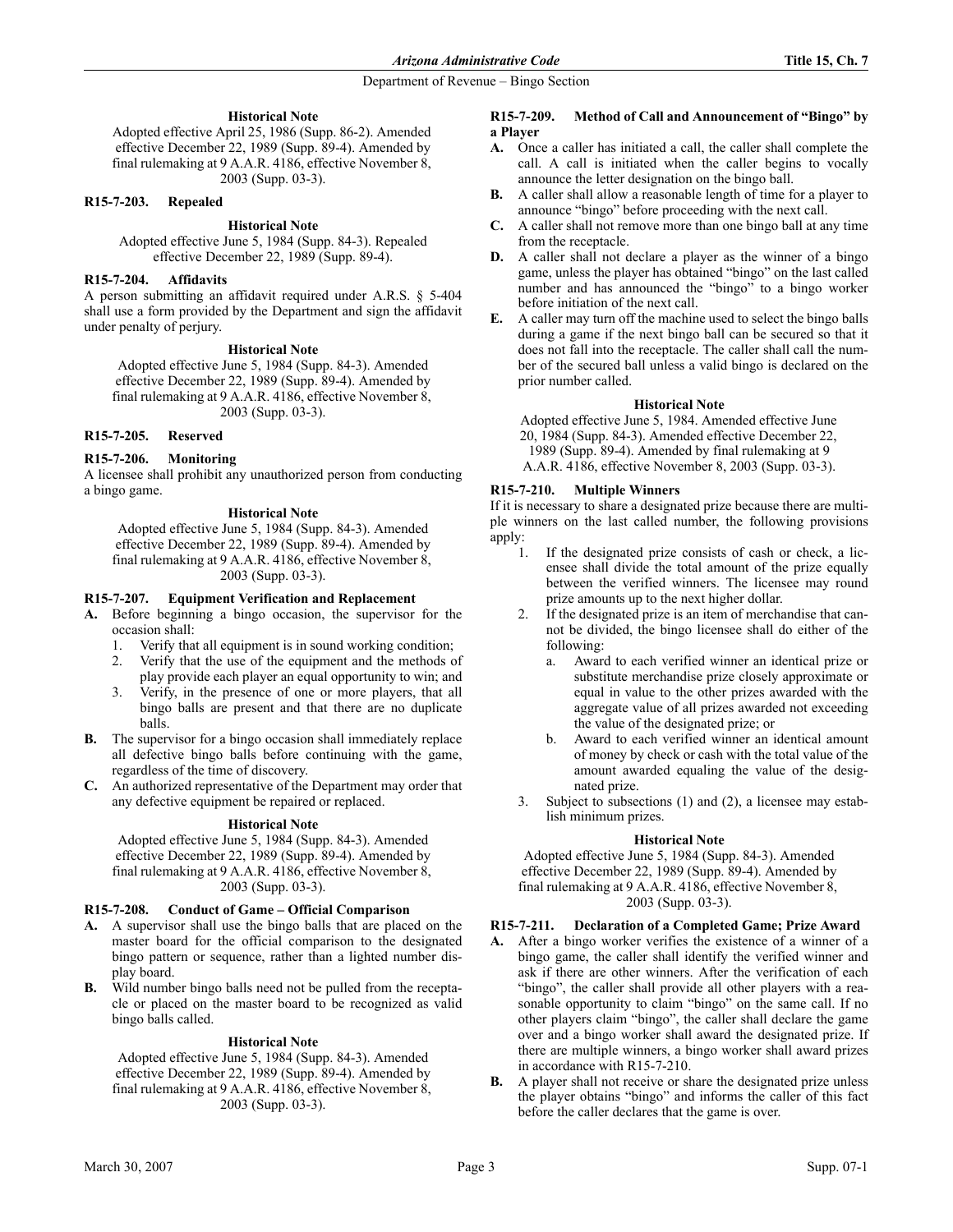**Historical Note**

Adopted effective April 25, 1986 (Supp. 86-2). Amended effective December 22, 1989 (Supp. 89-4). Amended by final rulemaking at 9 A.A.R. 4186, effective November 8, 2003 (Supp. 03-3).

### R15-7-203. Repealed

**Historical Note**

Adopted effective June 5, 1984 (Supp. 84-3). Repealed effective December 22, 1989 (Supp. 89-4).

### R15-7-204. Affidavits

A person submitting an affidavit required under A.R.S. § 5-404 shall use a form provided by the Department and sign the affidavit under penalty of perjury.

**Historical Note**

Adopted effective June 5, 1984 (Supp. 84-3). Amended effective December 22, 1989 (Supp. 89-4). Amended by final rulemaking at 9 A.A.R. 4186, effective November 8, 2003 (Supp. 03-3).

### R15-7-205. Reserved

### R15-7-206. Monitoring

A licensee shall prohibit any unauthorized person from conducting a bingo game.

**Historical Note**

Adopted effective June 5, 1984 (Supp. 84-3). Amended effective December 22, 1989 (Supp. 89-4). Amended by final rulemaking at 9 A.A.R. 4186, effective November 8, 2003 (Supp. 03-3).

### R15-7-207. Equipment Verification and Replacement

**A.** Before beginning a bingo occasion, the supervisor for the occasion shall:
  1. Verify that all equipment is in sound working condition;
  2. Verify that the use of the equipment and the methods of play provide each player an equal opportunity to win; and
  3. Verify, in the presence of one or more players, that all bingo balls are present and that there are no duplicate balls.

**B.** The supervisor for a bingo occasion shall immediately replace all defective bingo balls before continuing with the game, regardless of the time of discovery.

**C.** An authorized representative of the Department may order that any defective equipment be repaired or replaced.

**Historical Note**

Adopted effective June 5, 1984 (Supp. 84-3). Amended effective December 22, 1989 (Supp. 89-4). Amended by final rulemaking at 9 A.A.R. 4186, effective November 8, 2003 (Supp. 03-3).

### R15-7-208. Conduct of Game – Official Comparison

**A.** A supervisor shall use the bingo balls that are placed on the master board for the official comparison to the designated bingo pattern or sequence, rather than a lighted number display board.

**B.** Wild number bingo balls need not be pulled from the receptacle or placed on the master board to be recognized as valid bingo balls called.

**Historical Note**

Adopted effective June 5, 1984 (Supp. 84-3). Amended effective December 22, 1989 (Supp. 89-4). Amended by final rulemaking at 9 A.A.R. 4186, effective November 8, 2003 (Supp. 03-3).

### R15-7-209. Method of Call and Announcement of "Bingo" by a Player

**A.** Once a caller has initiated a call, the caller shall complete the call. A call is initiated when the caller begins to vocally announce the letter designation on the bingo ball.

**B.** A caller shall allow a reasonable length of time for a player to announce "bingo" before proceeding with the next call.

**C.** A caller shall not remove more than one bingo ball at any time from the receptacle.

**D.** A caller shall not declare a player as the winner of a bingo game, unless the player has obtained "bingo" on the last called number and has announced the "bingo" to a bingo worker before initiation of the next call.

**E.** A caller may turn off the machine used to select the bingo balls during a game if the next bingo ball can be secured so that it does not fall into the receptacle. The caller shall call the number of the secured ball unless a valid bingo is declared on the prior number called.

**Historical Note**

Adopted effective June 5, 1984. Amended effective June 20, 1984 (Supp. 84-3). Amended effective December 22, 1989 (Supp. 89-4). Amended by final rulemaking at 9 A.A.R. 4186, effective November 8, 2003 (Supp. 03-3).

### R15-7-210. Multiple Winners

If it is necessary to share a designated prize because there are multiple winners on the last called number, the following provisions apply:

1. If the designated prize consists of cash or check, a licensee shall divide the total amount of the prize equally between the verified winners. The licensee may round prize amounts up to the next higher dollar.
2. If the designated prize is an item of merchandise that cannot be divided, the bingo licensee shall do either of the following:
   a. Award to each verified winner an identical prize or substitute merchandise prize closely approximate or equal in value to the other prizes awarded with the aggregate value of all prizes awarded not exceeding the value of the designated prize; or
   b. Award to each verified winner an identical amount of money by check or cash with the total value of the amount awarded equaling the value of the designated prize.
3. Subject to subsections (1) and (2), a licensee may establish minimum prizes.

**Historical Note**

Adopted effective June 5, 1984 (Supp. 84-3). Amended effective December 22, 1989 (Supp. 89-4). Amended by final rulemaking at 9 A.A.R. 4186, effective November 8, 2003 (Supp. 03-3).

### R15-7-211. Declaration of a Completed Game; Prize Award

**A.** After a bingo worker verifies the existence of a winner of a bingo game, the caller shall identify the verified winner and ask if there are other winners. After the verification of each "bingo", the caller shall provide all other players with a reasonable opportunity to claim "bingo" on the same call. If no other players claim "bingo", the caller shall declare the game over and a bingo worker shall award the designated prize. If there are multiple winners, a bingo worker shall award prizes in accordance with R15-7-210.

**B.** A player shall not receive or share the designated prize unless the player obtains "bingo" and informs the caller of this fact before the caller declares that the game is over.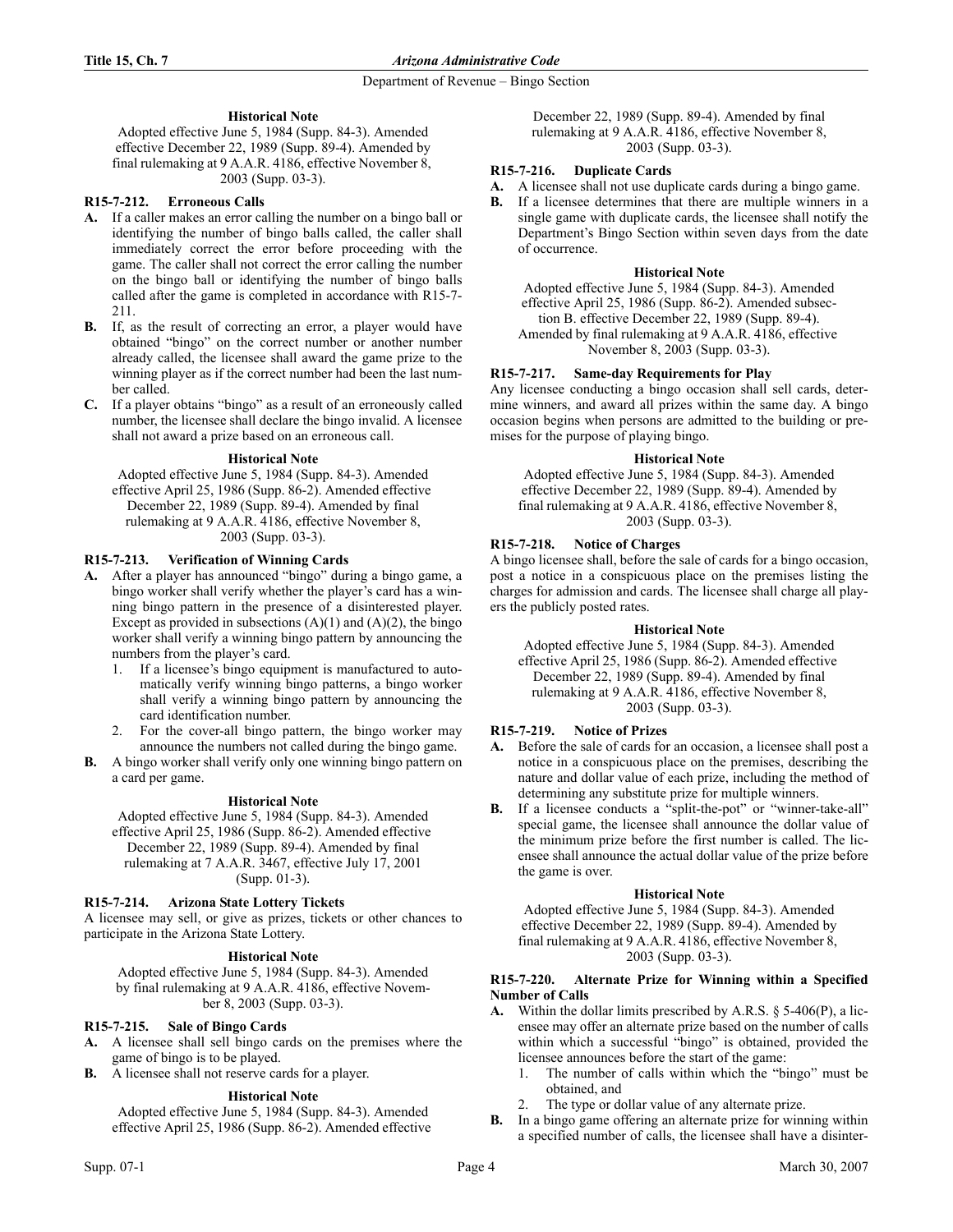**Historical Note**

Adopted effective June 5, 1984 (Supp. 84-3). Amended effective December 22, 1989 (Supp. 89-4). Amended by final rulemaking at 9 A.A.R. 4186, effective November 8, 2003 (Supp. 03-3).

### R15-7-212. Erroneous Calls

**A.** If a caller makes an error calling the number on a bingo ball or identifying the number of bingo balls called, the caller shall immediately correct the error before proceeding with the game. The caller shall not correct the error calling the number on the bingo ball or identifying the number of bingo balls called after the game is completed in accordance with R15-7-211.

**B.** If, as the result of correcting an error, a player would have obtained "bingo" on the correct number or another number already called, the licensee shall award the game prize to the winning player as if the correct number had been the last number called.

**C.** If a player obtains "bingo" as a result of an erroneously called number, the licensee shall declare the bingo invalid. A licensee shall not award a prize based on an erroneous call.

**Historical Note**

Adopted effective June 5, 1984 (Supp. 84-3). Amended effective April 25, 1986 (Supp. 86-2). Amended effective December 22, 1989 (Supp. 89-4). Amended by final rulemaking at 9 A.A.R. 4186, effective November 8, 2003 (Supp. 03-3).

### R15-7-213. Verification of Winning Cards

**A.** After a player has announced "bingo" during a bingo game, a bingo worker shall verify whether the player's card has a winning bingo pattern in the presence of a disinterested player. Except as provided in subsections (A)(1) and (A)(2), the bingo worker shall verify a winning bingo pattern by announcing the numbers from the player's card.

1. If a licensee's bingo equipment is manufactured to automatically verify winning bingo patterns, a bingo worker shall verify a winning bingo pattern by announcing the card identification number.
2. For the cover-all bingo pattern, the bingo worker may announce the numbers not called during the bingo game.

**B.** A bingo worker shall verify only one winning bingo pattern on a card per game.

**Historical Note**

Adopted effective June 5, 1984 (Supp. 84-3). Amended effective April 25, 1986 (Supp. 86-2). Amended effective December 22, 1989 (Supp. 89-4). Amended by final rulemaking at 7 A.A.R. 3467, effective July 17, 2001 (Supp. 01-3).

### R15-7-214. Arizona State Lottery Tickets

A licensee may sell, or give as prizes, tickets or other chances to participate in the Arizona State Lottery.

**Historical Note**

Adopted effective June 5, 1984 (Supp. 84-3). Amended by final rulemaking at 9 A.A.R. 4186, effective November 8, 2003 (Supp. 03-3).

### R15-7-215. Sale of Bingo Cards

**A.** A licensee shall sell bingo cards on the premises where the game of bingo is to be played.

**B.** A licensee shall not reserve cards for a player.

**Historical Note**

Adopted effective June 5, 1984 (Supp. 84-3). Amended effective April 25, 1986 (Supp. 86-2). Amended effective December 22, 1989 (Supp. 89-4). Amended by final rulemaking at 9 A.A.R. 4186, effective November 8, 2003 (Supp. 03-3).

### R15-7-216. Duplicate Cards

**A.** A licensee shall not use duplicate cards during a bingo game.

**B.** If a licensee determines that there are multiple winners in a single game with duplicate cards, the licensee shall notify the Department's Bingo Section within seven days from the date of occurrence.

**Historical Note**

Adopted effective June 5, 1984 (Supp. 84-3). Amended effective April 25, 1986 (Supp. 86-2). Amended subsection B. effective December 22, 1989 (Supp. 89-4). Amended by final rulemaking at 9 A.A.R. 4186, effective November 8, 2003 (Supp. 03-3).

### R15-7-217. Same-day Requirements for Play

Any licensee conducting a bingo occasion shall sell cards, determine winners, and award all prizes within the same day. A bingo occasion begins when persons are admitted to the building or premises for the purpose of playing bingo.

**Historical Note**

Adopted effective June 5, 1984 (Supp. 84-3). Amended effective December 22, 1989 (Supp. 89-4). Amended by final rulemaking at 9 A.A.R. 4186, effective November 8, 2003 (Supp. 03-3).

### R15-7-218. Notice of Charges

A bingo licensee shall, before the sale of cards for a bingo occasion, post a notice in a conspicuous place on the premises listing the charges for admission and cards. The licensee shall charge all players the publicly posted rates.

**Historical Note**

Adopted effective June 5, 1984 (Supp. 84-3). Amended effective April 25, 1986 (Supp. 86-2). Amended effective December 22, 1989 (Supp. 89-4). Amended by final rulemaking at 9 A.A.R. 4186, effective November 8, 2003 (Supp. 03-3).

### R15-7-219. Notice of Prizes

**A.** Before the sale of cards for an occasion, a licensee shall post a notice in a conspicuous place on the premises, describing the nature and dollar value of each prize, including the method of determining any substitute prize for multiple winners.

**B.** If a licensee conducts a "split-the-pot" or "winner-take-all" special game, the licensee shall announce the dollar value of the minimum prize before the first number is called. The licensee shall announce the actual dollar value of the prize before the game is over.

**Historical Note**

Adopted effective June 5, 1984 (Supp. 84-3). Amended effective December 22, 1989 (Supp. 89-4). Amended by final rulemaking at 9 A.A.R. 4186, effective November 8, 2003 (Supp. 03-3).

### R15-7-220. Alternate Prize for Winning within a Specified Number of Calls

**A.** Within the dollar limits prescribed by A.R.S. § 5-406(P), a licensee may offer an alternate prize based on the number of calls within which a successful "bingo" is obtained, provided the licensee announces before the start of the game:

1. The number of calls within which the "bingo" must be obtained, and
2. The type or dollar value of any alternate prize.

**B.** In a bingo game offering an alternate prize for winning within a specified number of calls, the licensee shall have a disinter-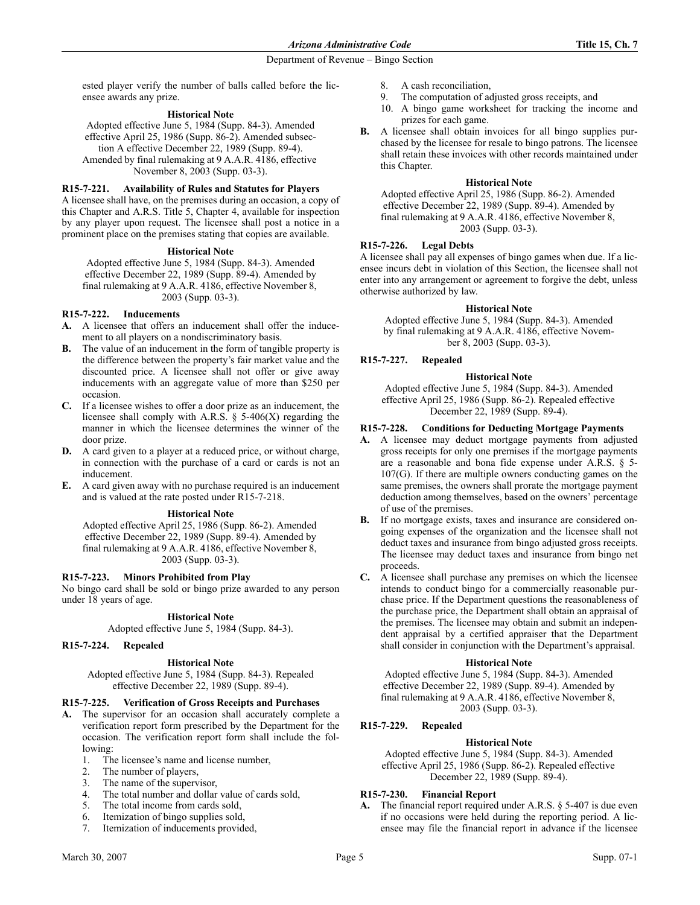ested player verify the number of balls called before the licensee awards any prize.

**Historical Note**

Adopted effective June 5, 1984 (Supp. 84-3). Amended effective April 25, 1986 (Supp. 86-2). Amended subsection A effective December 22, 1989 (Supp. 89-4). Amended by final rulemaking at 9 A.A.R. 4186, effective November 8, 2003 (Supp. 03-3).

**R15-7-221. Availability of Rules and Statutes for Players**

A licensee shall have, on the premises during an occasion, a copy of this Chapter and A.R.S. Title 5, Chapter 4, available for inspection by any player upon request. The licensee shall post a notice in a prominent place on the premises stating that copies are available.

**Historical Note**

Adopted effective June 5, 1984 (Supp. 84-3). Amended effective December 22, 1989 (Supp. 89-4). Amended by final rulemaking at 9 A.A.R. 4186, effective November 8, 2003 (Supp. 03-3).

**R15-7-222. Inducements**

**A.** A licensee that offers an inducement shall offer the inducement to all players on a nondiscriminatory basis.

**B.** The value of an inducement in the form of tangible property is the difference between the property's fair market value and the discounted price. A licensee shall not offer or give away inducements with an aggregate value of more than $250 per occasion.

**C.** If a licensee wishes to offer a door prize as an inducement, the licensee shall comply with A.R.S. § 5-406(X) regarding the manner in which the licensee determines the winner of the door prize.

**D.** A card given to a player at a reduced price, or without charge, in connection with the purchase of a card or cards is not an inducement.

**E.** A card given away with no purchase required is an inducement and is valued at the rate posted under R15-7-218.

**Historical Note**

Adopted effective April 25, 1986 (Supp. 86-2). Amended effective December 22, 1989 (Supp. 89-4). Amended by final rulemaking at 9 A.A.R. 4186, effective November 8, 2003 (Supp. 03-3).

**R15-7-223. Minors Prohibited from Play**

No bingo card shall be sold or bingo prize awarded to any person under 18 years of age.

**Historical Note**

Adopted effective June 5, 1984 (Supp. 84-3).

**R15-7-224. Repealed**

**Historical Note**

Adopted effective June 5, 1984 (Supp. 84-3). Repealed effective December 22, 1989 (Supp. 89-4).

**R15-7-225. Verification of Gross Receipts and Purchases**

**A.** The supervisor for an occasion shall accurately complete a verification report form prescribed by the Department for the occasion. The verification report form shall include the following:
1. The licensee's name and license number,
2. The number of players,
3. The name of the supervisor,
4. The total number and dollar value of cards sold,
5. The total income from cards sold,
6. Itemization of bingo supplies sold,
7. Itemization of inducements provided,
8. A cash reconciliation,
9. The computation of adjusted gross receipts, and
10. A bingo game worksheet for tracking the income and prizes for each game.

**B.** A licensee shall obtain invoices for all bingo supplies purchased by the licensee for resale to bingo patrons. The licensee shall retain these invoices with other records maintained under this Chapter.

**Historical Note**

Adopted effective April 25, 1986 (Supp. 86-2). Amended effective December 22, 1989 (Supp. 89-4). Amended by final rulemaking at 9 A.A.R. 4186, effective November 8, 2003 (Supp. 03-3).

**R15-7-226. Legal Debts**

A licensee shall pay all expenses of bingo games when due. If a licensee incurs debt in violation of this Section, the licensee shall not enter into any arrangement or agreement to forgive the debt, unless otherwise authorized by law.

**Historical Note**

Adopted effective June 5, 1984 (Supp. 84-3). Amended by final rulemaking at 9 A.A.R. 4186, effective November 8, 2003 (Supp. 03-3).

**R15-7-227. Repealed**

**Historical Note**

Adopted effective June 5, 1984 (Supp. 84-3). Amended effective April 25, 1986 (Supp. 86-2). Repealed effective December 22, 1989 (Supp. 89-4).

**R15-7-228. Conditions for Deducting Mortgage Payments**

**A.** A licensee may deduct mortgage payments from adjusted gross receipts for only one premises if the mortgage payments are a reasonable and bona fide expense under A.R.S. § 5-107(G). If there are multiple owners conducting games on the same premises, the owners shall prorate the mortgage payment deduction among themselves, based on the owners' percentage of use of the premises.

**B.** If no mortgage exists, taxes and insurance are considered ongoing expenses of the organization and the licensee shall not deduct taxes and insurance from bingo adjusted gross receipts. The licensee may deduct taxes and insurance from bingo net proceeds.

**C.** A licensee shall purchase any premises on which the licensee intends to conduct bingo for a commercially reasonable purchase price. If the Department questions the reasonableness of the purchase price, the Department shall obtain an appraisal of the premises. The licensee may obtain and submit an independent appraisal by a certified appraiser that the Department shall consider in conjunction with the Department's appraisal.

**Historical Note**

Adopted effective June 5, 1984 (Supp. 84-3). Amended effective December 22, 1989 (Supp. 89-4). Amended by final rulemaking at 9 A.A.R. 4186, effective November 8, 2003 (Supp. 03-3).

**R15-7-229. Repealed**

**Historical Note**

Adopted effective June 5, 1984 (Supp. 84-3). Amended effective April 25, 1986 (Supp. 86-2). Repealed effective December 22, 1989 (Supp. 89-4).

**R15-7-230. Financial Report**

**A.** The financial report required under A.R.S. § 5-407 is due even if no occasions were held during the reporting period. A licensee may file the financial report in advance if the licensee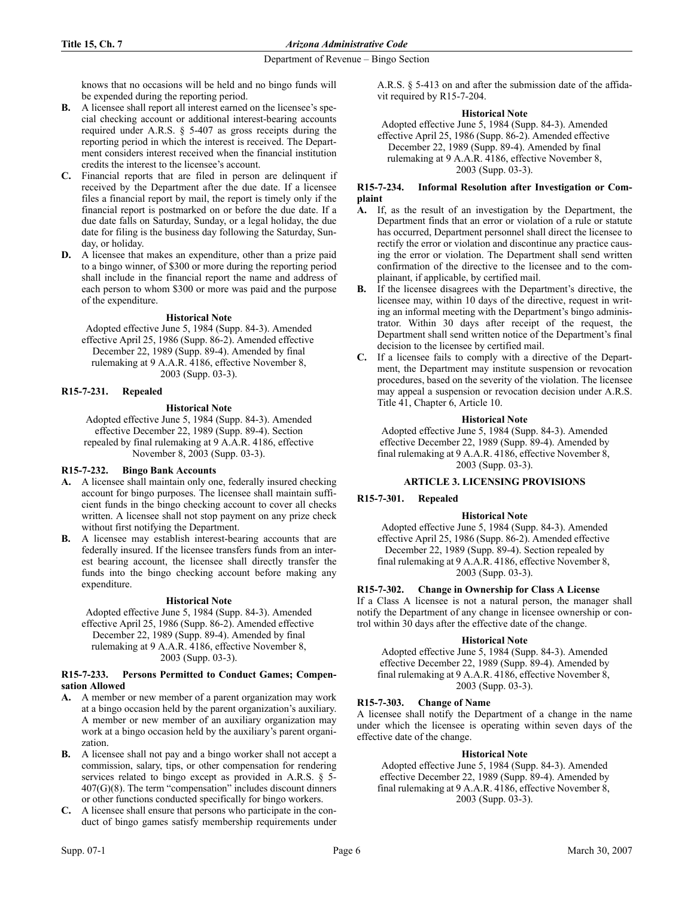knows that no occasions will be held and no bingo funds will be expended during the reporting period.

**B.** A licensee shall report all interest earned on the licensee's special checking account or additional interest-bearing accounts required under A.R.S. § 5-407 as gross receipts during the reporting period in which the interest is received. The Department considers interest received when the financial institution credits the interest to the licensee's account.

**C.** Financial reports that are filed in person are delinquent if received by the Department after the due date. If a licensee files a financial report by mail, the report is timely only if the financial report is postmarked on or before the due date. If a due date falls on Saturday, Sunday, or a legal holiday, the due date for filing is the business day following the Saturday, Sunday, or holiday.

**D.** A licensee that makes an expenditure, other than a prize paid to a bingo winner, of $300 or more during the reporting period shall include in the financial report the name and address of each person to whom $300 or more was paid and the purpose of the expenditure.

**Historical Note**

Adopted effective June 5, 1984 (Supp. 84-3). Amended effective April 25, 1986 (Supp. 86-2). Amended effective December 22, 1989 (Supp. 89-4). Amended by final rulemaking at 9 A.A.R. 4186, effective November 8, 2003 (Supp. 03-3).

### R15-7-231. Repealed

**Historical Note**

Adopted effective June 5, 1984 (Supp. 84-3). Amended effective December 22, 1989 (Supp. 89-4). Section repealed by final rulemaking at 9 A.A.R. 4186, effective November 8, 2003 (Supp. 03-3).

### R15-7-232. Bingo Bank Accounts

**A.** A licensee shall maintain only one, federally insured checking account for bingo purposes. The licensee shall maintain sufficient funds in the bingo checking account to cover all checks written. A licensee shall not stop payment on any prize check without first notifying the Department.

**B.** A licensee may establish interest-bearing accounts that are federally insured. If the licensee transfers funds from an interest bearing account, the licensee shall directly transfer the funds into the bingo checking account before making any expenditure.

**Historical Note**

Adopted effective June 5, 1984 (Supp. 84-3). Amended effective April 25, 1986 (Supp. 86-2). Amended effective December 22, 1989 (Supp. 89-4). Amended by final rulemaking at 9 A.A.R. 4186, effective November 8, 2003 (Supp. 03-3).

### R15-7-233. Persons Permitted to Conduct Games; Compensation Allowed

**A.** A member or new member of a parent organization may work at a bingo occasion held by the parent organization's auxiliary. A member or new member of an auxiliary organization may work at a bingo occasion held by the auxiliary's parent organization.

**B.** A licensee shall not pay and a bingo worker shall not accept a commission, salary, tips, or other compensation for rendering services related to bingo except as provided in A.R.S. § 5-407(G)(8). The term "compensation" includes discount dinners or other functions conducted specifically for bingo workers.

**C.** A licensee shall ensure that persons who participate in the conduct of bingo games satisfy membership requirements under A.R.S. § 5-413 on and after the submission date of the affidavit required by R15-7-204.

**Historical Note**

Adopted effective June 5, 1984 (Supp. 84-3). Amended effective April 25, 1986 (Supp. 86-2). Amended effective December 22, 1989 (Supp. 89-4). Amended by final rulemaking at 9 A.A.R. 4186, effective November 8, 2003 (Supp. 03-3).

### R15-7-234. Informal Resolution after Investigation or Complaint

**A.** If, as the result of an investigation by the Department, the Department finds that an error or violation of a rule or statute has occurred, Department personnel shall direct the licensee to rectify the error or violation and discontinue any practice causing the error or violation. The Department shall send written confirmation of the directive to the licensee and to the complainant, if applicable, by certified mail.

**B.** If the licensee disagrees with the Department's directive, the licensee may, within 10 days of the directive, request in writing an informal meeting with the Department's bingo administrator. Within 30 days after receipt of the request, the Department shall send written notice of the Department's final decision to the licensee by certified mail.

**C.** If a licensee fails to comply with a directive of the Department, the Department may institute suspension or revocation procedures, based on the severity of the violation. The licensee may appeal a suspension or revocation decision under A.R.S. Title 41, Chapter 6, Article 10.

**Historical Note**

Adopted effective June 5, 1984 (Supp. 84-3). Amended effective December 22, 1989 (Supp. 89-4). Amended by final rulemaking at 9 A.A.R. 4186, effective November 8, 2003 (Supp. 03-3).

## ARTICLE 3. LICENSING PROVISIONS

### R15-7-301. Repealed

**Historical Note**

Adopted effective June 5, 1984 (Supp. 84-3). Amended effective April 25, 1986 (Supp. 86-2). Amended effective December 22, 1989 (Supp. 89-4). Section repealed by final rulemaking at 9 A.A.R. 4186, effective November 8, 2003 (Supp. 03-3).

### R15-7-302. Change in Ownership for Class A License

If a Class A licensee is not a natural person, the manager shall notify the Department of any change in licensee ownership or control within 30 days after the effective date of the change.

**Historical Note**

Adopted effective June 5, 1984 (Supp. 84-3). Amended effective December 22, 1989 (Supp. 89-4). Amended by final rulemaking at 9 A.A.R. 4186, effective November 8, 2003 (Supp. 03-3).

### R15-7-303. Change of Name

A licensee shall notify the Department of a change in the name under which the licensee is operating within seven days of the effective date of the change.

**Historical Note**

Adopted effective June 5, 1984 (Supp. 84-3). Amended effective December 22, 1989 (Supp. 89-4). Amended by final rulemaking at 9 A.A.R. 4186, effective November 8, 2003 (Supp. 03-3).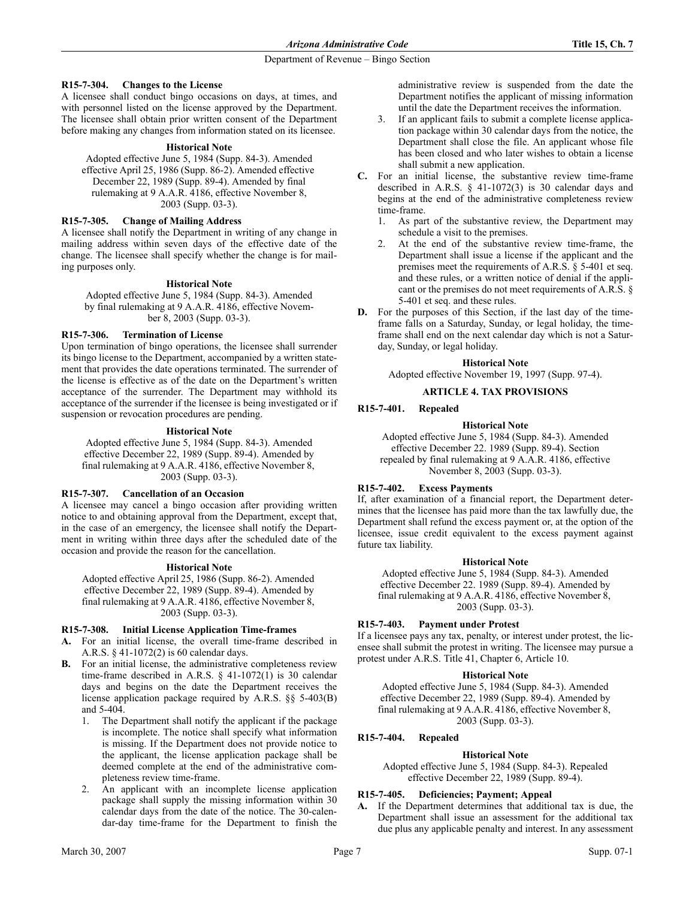#### R15-7-304. Changes to the License

A licensee shall conduct bingo occasions on days, at times, and with personnel listed on the license approved by the Department. The licensee shall obtain prior written consent of the Department before making any changes from information stated on its licensee.

**Historical Note**

Adopted effective June 5, 1984 (Supp. 84-3). Amended effective April 25, 1986 (Supp. 86-2). Amended effective December 22, 1989 (Supp. 89-4). Amended by final rulemaking at 9 A.A.R. 4186, effective November 8, 2003 (Supp. 03-3).

#### R15-7-305. Change of Mailing Address

A licensee shall notify the Department in writing of any change in mailing address within seven days of the effective date of the change. The licensee shall specify whether the change is for mailing purposes only.

**Historical Note**

Adopted effective June 5, 1984 (Supp. 84-3). Amended by final rulemaking at 9 A.A.R. 4186, effective November 8, 2003 (Supp. 03-3).

#### R15-7-306. Termination of License

Upon termination of bingo operations, the licensee shall surrender its bingo license to the Department, accompanied by a written statement that provides the date operations terminated. The surrender of the license is effective as of the date on the Department's written acceptance of the surrender. The Department may withhold its acceptance of the surrender if the licensee is being investigated or if suspension or revocation procedures are pending.

**Historical Note**

Adopted effective June 5, 1984 (Supp. 84-3). Amended effective December 22, 1989 (Supp. 89-4). Amended by final rulemaking at 9 A.A.R. 4186, effective November 8, 2003 (Supp. 03-3).

#### R15-7-307. Cancellation of an Occasion

A licensee may cancel a bingo occasion after providing written notice to and obtaining approval from the Department, except that, in the case of an emergency, the licensee shall notify the Department in writing within three days after the scheduled date of the occasion and provide the reason for the cancellation.

**Historical Note**

Adopted effective April 25, 1986 (Supp. 86-2). Amended effective December 22, 1989 (Supp. 89-4). Amended by final rulemaking at 9 A.A.R. 4186, effective November 8, 2003 (Supp. 03-3).

#### R15-7-308. Initial License Application Time-frames

**A.** For an initial license, the overall time-frame described in A.R.S. § 41-1072(2) is 60 calendar days.

**B.** For an initial license, the administrative completeness review time-frame described in A.R.S. § 41-1072(1) is 30 calendar days and begins on the date the Department receives the license application package required by A.R.S. §§ 5-403(B) and 5-404.

1. The Department shall notify the applicant if the package is incomplete. The notice shall specify what information is missing. If the Department does not provide notice to the applicant, the license application package shall be deemed complete at the end of the administrative completeness review time-frame.
2. An applicant with an incomplete license application package shall supply the missing information within 30 calendar days from the date of the notice. The 30-calendar-day time-frame for the Department to finish the administrative review is suspended from the date the Department notifies the applicant of missing information until the date the Department receives the information.
3. If an applicant fails to submit a complete license application package within 30 calendar days from the notice, the Department shall close the file. An applicant whose file has been closed and who later wishes to obtain a license shall submit a new application.

**C.** For an initial license, the substantive review time-frame described in A.R.S. § 41-1072(3) is 30 calendar days and begins at the end of the administrative completeness review time-frame.

1. As part of the substantive review, the Department may schedule a visit to the premises.
2. At the end of the substantive review time-frame, the Department shall issue a license if the applicant and the premises meet the requirements of A.R.S. § 5-401 et seq. and these rules, or a written notice of denial if the applicant or the premises do not meet requirements of A.R.S. § 5-401 et seq. and these rules.

**D.** For the purposes of this Section, if the last day of the time-frame falls on a Saturday, Sunday, or legal holiday, the time-frame shall end on the next calendar day which is not a Saturday, Sunday, or legal holiday.

**Historical Note**

Adopted effective November 19, 1997 (Supp. 97-4).

### ARTICLE 4. TAX PROVISIONS

#### R15-7-401. Repealed

**Historical Note**

Adopted effective June 5, 1984 (Supp. 84-3). Amended effective December 22. 1989 (Supp. 89-4). Section repealed by final rulemaking at 9 A.A.R. 4186, effective November 8, 2003 (Supp. 03-3).

#### R15-7-402. Excess Payments

If, after examination of a financial report, the Department determines that the licensee has paid more than the tax lawfully due, the Department shall refund the excess payment or, at the option of the licensee, issue credit equivalent to the excess payment against future tax liability.

**Historical Note**

Adopted effective June 5, 1984 (Supp. 84-3). Amended effective December 22. 1989 (Supp. 89-4). Amended by final rulemaking at 9 A.A.R. 4186, effective November 8, 2003 (Supp. 03-3).

#### R15-7-403. Payment under Protest

If a licensee pays any tax, penalty, or interest under protest, the licensee shall submit the protest in writing. The licensee may pursue a protest under A.R.S. Title 41, Chapter 6, Article 10.

**Historical Note**

Adopted effective June 5, 1984 (Supp. 84-3). Amended effective December 22, 1989 (Supp. 89-4). Amended by final rulemaking at 9 A.A.R. 4186, effective November 8, 2003 (Supp. 03-3).

#### R15-7-404. Repealed

**Historical Note**

Adopted effective June 5, 1984 (Supp. 84-3). Repealed effective December 22, 1989 (Supp. 89-4).

#### R15-7-405. Deficiencies; Payment; Appeal

**A.** If the Department determines that additional tax is due, the Department shall issue an assessment for the additional tax due plus any applicable penalty and interest. In any assessment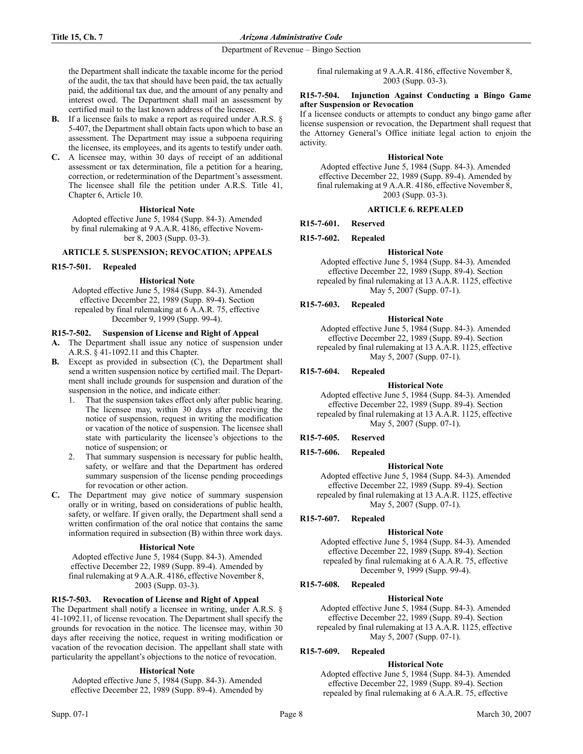the Department shall indicate the taxable income for the period of the audit, the tax that should have been paid, the tax actually paid, the additional tax due, and the amount of any penalty and interest owed. The Department shall mail an assessment by certified mail to the last known address of the licensee.

**B.** If a licensee fails to make a report as required under A.R.S. § 5-407, the Department shall obtain facts upon which to base an assessment. The Department may issue a subpoena requiring the licensee, its employees, and its agents to testify under oath.

**C.** A licensee may, within 30 days of receipt of an additional assessment or tax determination, file a petition for a hearing, correction, or redetermination of the Department's assessment. The licensee shall file the petition under A.R.S. Title 41, Chapter 6, Article 10.

**Historical Note**

Adopted effective June 5, 1984 (Supp. 84-3). Amended by final rulemaking at 9 A.A.R. 4186, effective November 8, 2003 (Supp. 03-3).

## ARTICLE 5. SUSPENSION; REVOCATION; APPEALS

### R15-7-501. Repealed

**Historical Note**

Adopted effective June 5, 1984 (Supp. 84-3). Amended effective December 22, 1989 (Supp. 89-4). Section repealed by final rulemaking at 6 A.A.R. 75, effective December 9, 1999 (Supp. 99-4).

### R15-7-502. Suspension of License and Right of Appeal

**A.** The Department shall issue any notice of suspension under A.R.S. § 41-1092.11 and this Chapter.

**B.** Except as provided in subsection (C), the Department shall send a written suspension notice by certified mail. The Department shall include grounds for suspension and duration of the suspension in the notice, and indicate either:

1. That the suspension takes effect only after public hearing. The licensee may, within 30 days after receiving the notice of suspension, request in writing the modification or vacation of the notice of suspension. The licensee shall state with particularity the licensee's objections to the notice of suspension; or
2. That summary suspension is necessary for public health, safety, or welfare and that the Department has ordered summary suspension of the license pending proceedings for revocation or other action.

**C.** The Department may give notice of summary suspension orally or in writing, based on considerations of public health, safety, or welfare. If given orally, the Department shall send a written confirmation of the oral notice that contains the same information required in subsection (B) within three work days.

**Historical Note**

Adopted effective June 5, 1984 (Supp. 84-3). Amended effective December 22, 1989 (Supp. 89-4). Amended by final rulemaking at 9 A.A.R. 4186, effective November 8, 2003 (Supp. 03-3).

### R15-7-503. Revocation of License and Right of Appeal

The Department shall notify a licensee in writing, under A.R.S. § 41-1092.11, of license revocation. The Department shall specify the grounds for revocation in the notice. The licensee may, within 30 days after receiving the notice, request in writing modification or vacation of the revocation decision. The appellant shall state with particularity the appellant's objections to the notice of revocation.

**Historical Note**

Adopted effective June 5, 1984 (Supp. 84-3). Amended effective December 22, 1989 (Supp. 89-4). Amended by final rulemaking at 9 A.A.R. 4186, effective November 8, 2003 (Supp. 03-3).

### R15-7-504. Injunction Against Conducting a Bingo Game after Suspension or Revocation

If a licensee conducts or attempts to conduct any bingo game after license suspension or revocation, the Department shall request that the Attorney General's Office initiate legal action to enjoin the activity.

**Historical Note**

Adopted effective June 5, 1984 (Supp. 84-3). Amended effective December 22, 1989 (Supp. 89-4). Amended by final rulemaking at 9 A.A.R. 4186, effective November 8, 2003 (Supp. 03-3).

## ARTICLE 6. REPEALED

### R15-7-601. Reserved

### R15-7-602. Repealed

**Historical Note**

Adopted effective June 5, 1984 (Supp. 84-3). Amended effective December 22, 1989 (Supp. 89-4). Section repealed by final rulemaking at 13 A.A.R. 1125, effective May 5, 2007 (Supp. 07-1).

### R15-7-603. Repealed

**Historical Note**

Adopted effective June 5, 1984 (Supp. 84-3). Amended effective December 22, 1989 (Supp. 89-4). Section repealed by final rulemaking at 13 A.A.R. 1125, effective May 5, 2007 (Supp. 07-1).

### R15-7-604. Repealed

**Historical Note**

Adopted effective June 5, 1984 (Supp. 84-3). Amended effective December 22, 1989 (Supp. 89-4). Section repealed by final rulemaking at 13 A.A.R. 1125, effective May 5, 2007 (Supp. 07-1).

### R15-7-605. Reserved

### R15-7-606. Repealed

**Historical Note**

Adopted effective June 5, 1984 (Supp. 84-3). Amended effective December 22, 1989 (Supp. 89-4). Section repealed by final rulemaking at 13 A.A.R. 1125, effective May 5, 2007 (Supp. 07-1).

### R15-7-607. Repealed

**Historical Note**

Adopted effective June 5, 1984 (Supp. 84-3). Amended effective December 22, 1989 (Supp. 89-4). Section repealed by final rulemaking at 6 A.A.R. 75, effective December 9, 1999 (Supp. 99-4).

### R15-7-608. Repealed

**Historical Note**

Adopted effective June 5, 1984 (Supp. 84-3). Amended effective December 22, 1989 (Supp. 89-4). Section repealed by final rulemaking at 13 A.A.R. 1125, effective May 5, 2007 (Supp. 07-1).

### R15-7-609. Repealed

**Historical Note**

Adopted effective June 5, 1984 (Supp. 84-3). Amended effective December 22, 1989 (Supp. 89-4). Section repealed by final rulemaking at 6 A.A.R. 75, effective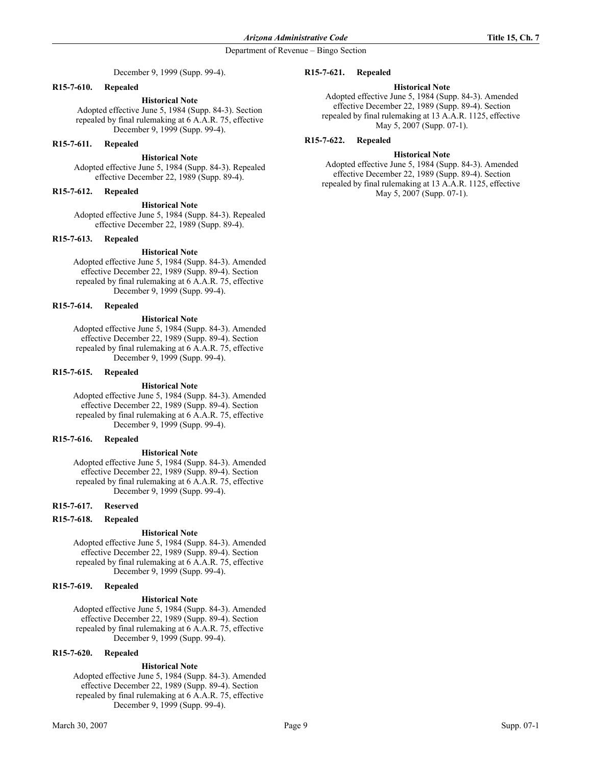December 9, 1999 (Supp. 99-4).

**R15-7-610. Repealed**

**Historical Note**

Adopted effective June 5, 1984 (Supp. 84-3). Section repealed by final rulemaking at 6 A.A.R. 75, effective December 9, 1999 (Supp. 99-4).

**R15-7-611. Repealed**

**Historical Note**

Adopted effective June 5, 1984 (Supp. 84-3). Repealed effective December 22, 1989 (Supp. 89-4).

**R15-7-612. Repealed**

**Historical Note**

Adopted effective June 5, 1984 (Supp. 84-3). Repealed effective December 22, 1989 (Supp. 89-4).

**R15-7-613. Repealed**

**Historical Note**

Adopted effective June 5, 1984 (Supp. 84-3). Amended effective December 22, 1989 (Supp. 89-4). Section repealed by final rulemaking at 6 A.A.R. 75, effective December 9, 1999 (Supp. 99-4).

**R15-7-614. Repealed**

**Historical Note**

Adopted effective June 5, 1984 (Supp. 84-3). Amended effective December 22, 1989 (Supp. 89-4). Section repealed by final rulemaking at 6 A.A.R. 75, effective December 9, 1999 (Supp. 99-4).

**R15-7-615. Repealed**

**Historical Note**

Adopted effective June 5, 1984 (Supp. 84-3). Amended effective December 22, 1989 (Supp. 89-4). Section repealed by final rulemaking at 6 A.A.R. 75, effective December 9, 1999 (Supp. 99-4).

**R15-7-616. Repealed**

**Historical Note**

Adopted effective June 5, 1984 (Supp. 84-3). Amended effective December 22, 1989 (Supp. 89-4). Section repealed by final rulemaking at 6 A.A.R. 75, effective December 9, 1999 (Supp. 99-4).

**R15-7-617. Reserved**

**R15-7-618. Repealed**

**Historical Note**

Adopted effective June 5, 1984 (Supp. 84-3). Amended effective December 22, 1989 (Supp. 89-4). Section repealed by final rulemaking at 6 A.A.R. 75, effective December 9, 1999 (Supp. 99-4).

**R15-7-619. Repealed**

**Historical Note**

Adopted effective June 5, 1984 (Supp. 84-3). Amended effective December 22, 1989 (Supp. 89-4). Section repealed by final rulemaking at 6 A.A.R. 75, effective December 9, 1999 (Supp. 99-4).

**R15-7-620. Repealed**

**Historical Note**

Adopted effective June 5, 1984 (Supp. 84-3). Amended effective December 22, 1989 (Supp. 89-4). Section repealed by final rulemaking at 6 A.A.R. 75, effective December 9, 1999 (Supp. 99-4).

**R15-7-621. Repealed**

**Historical Note**

Adopted effective June 5, 1984 (Supp. 84-3). Amended effective December 22, 1989 (Supp. 89-4). Section repealed by final rulemaking at 13 A.A.R. 1125, effective May 5, 2007 (Supp. 07-1).

**R15-7-622. Repealed**

**Historical Note**

Adopted effective June 5, 1984 (Supp. 84-3). Amended effective December 22, 1989 (Supp. 89-4). Section repealed by final rulemaking at 13 A.A.R. 1125, effective May 5, 2007 (Supp. 07-1).